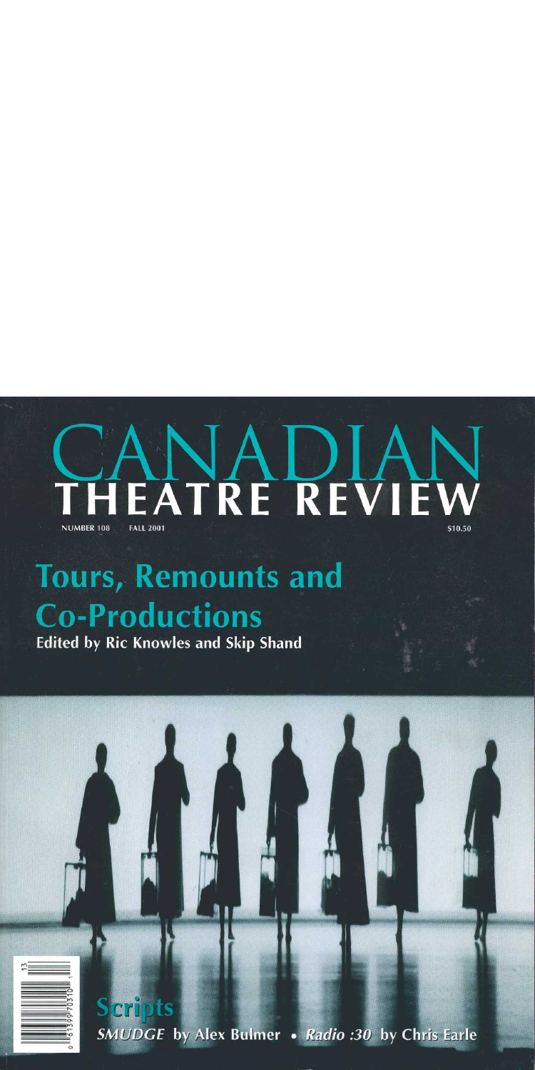# CANADIAN THEATRE REVIEW

NUMBER 108 FALL 2001 $10.50

## Tours, Remounts and Co-Productions

Edited by Ric Knowles and Skip Shand

## Scripts

*SMUDGE* by Alex Bulmer • *Radio :30* by Chris Earle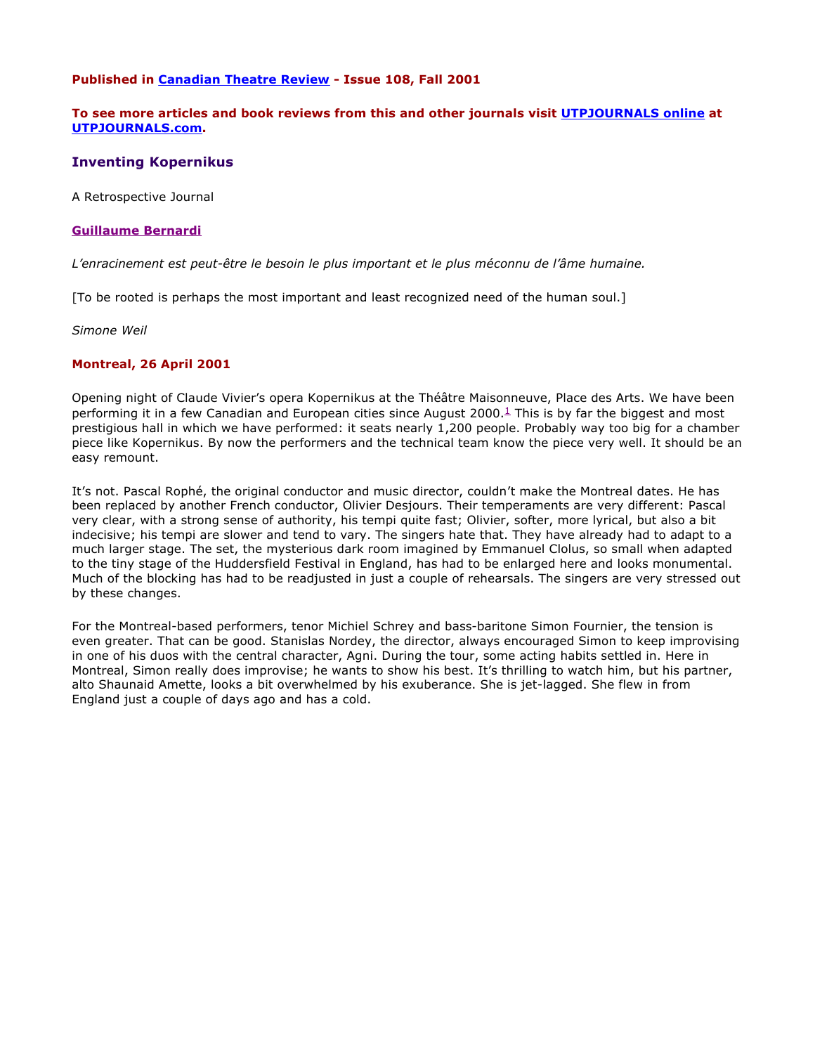**Published in Canadian Theatre Review - Issue 108, Fall 2001**

**To see more articles and book reviews from this and other journals visit UTPJOURNALS online at UTPJOURNALS.com.**

## Inventing Kopernikus

A Retrospective Journal

**Guillaume Bernardi**

*L'enracinement est peut-être le besoin le plus important et le plus méconnu de l'âme humaine.*

[To be rooted is perhaps the most important and least recognized need of the human soul.]

*Simone Weil*

### Montreal, 26 April 2001

Opening night of Claude Vivier's opera Kopernikus at the Théâtre Maisonneuve, Place des Arts. We have been performing it in a few Canadian and European cities since August 2000.[1] This is by far the biggest and most prestigious hall in which we have performed: it seats nearly 1,200 people. Probably way too big for a chamber piece like Kopernikus. By now the performers and the technical team know the piece very well. It should be an easy remount.

It's not. Pascal Rophé, the original conductor and music director, couldn't make the Montreal dates. He has been replaced by another French conductor, Olivier Desjours. Their temperaments are very different: Pascal very clear, with a strong sense of authority, his tempi quite fast; Olivier, softer, more lyrical, but also a bit indecisive; his tempi are slower and tend to vary. The singers hate that. They have already had to adapt to a much larger stage. The set, the mysterious dark room imagined by Emmanuel Clolus, so small when adapted to the tiny stage of the Huddersfield Festival in England, has had to be enlarged here and looks monumental. Much of the blocking has had to be readjusted in just a couple of rehearsals. The singers are very stressed out by these changes.

For the Montreal-based performers, tenor Michiel Schrey and bass-baritone Simon Fournier, the tension is even greater. That can be good. Stanislas Nordey, the director, always encouraged Simon to keep improvising in one of his duos with the central character, Agni. During the tour, some acting habits settled in. Here in Montreal, Simon really does improvise; he wants to show his best. It's thrilling to watch him, but his partner, alto Shaunaid Amette, looks a bit overwhelmed by his exuberance. She is jet-lagged. She flew in from England just a couple of days ago and has a cold.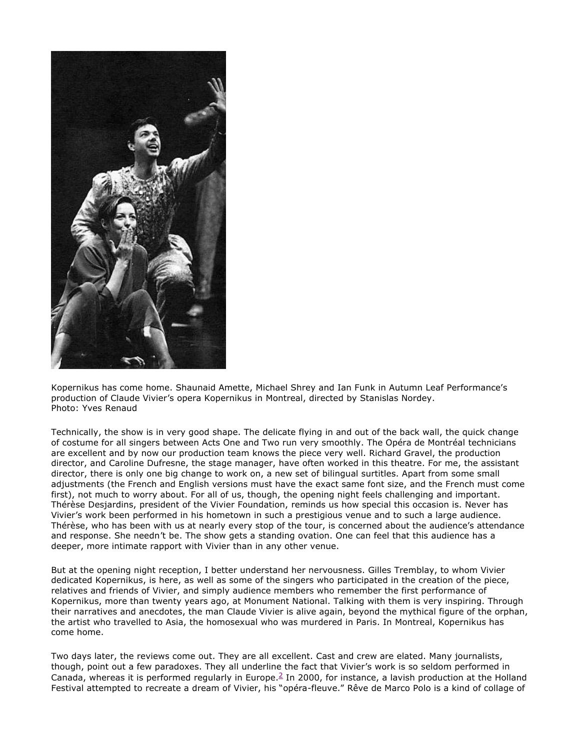Kopernikus has come home. Shaunaid Amette, Michael Shrey and Ian Funk in Autumn Leaf Performance's production of Claude Vivier's opera Kopernikus in Montreal, directed by Stanislas Nordey.
Photo: Yves Renaud

Technically, the show is in very good shape. The delicate flying in and out of the back wall, the quick change of costume for all singers between Acts One and Two run very smoothly. The Opéra de Montréal technicians are excellent and by now our production team knows the piece very well. Richard Gravel, the production director, and Caroline Dufresne, the stage manager, have often worked in this theatre. For me, the assistant director, there is only one big change to work on, a new set of bilingual surtitles. Apart from some small adjustments (the French and English versions must have the exact same font size, and the French must come first), not much to worry about. For all of us, though, the opening night feels challenging and important. Thérèse Desjardins, president of the Vivier Foundation, reminds us how special this occasion is. Never has Vivier's work been performed in his hometown in such a prestigious venue and to such a large audience. Thérèse, who has been with us at nearly every stop of the tour, is concerned about the audience's attendance and response. She needn't be. The show gets a standing ovation. One can feel that this audience has a deeper, more intimate rapport with Vivier than in any other venue.

But at the opening night reception, I better understand her nervousness. Gilles Tremblay, to whom Vivier dedicated Kopernikus, is here, as well as some of the singers who participated in the creation of the piece, relatives and friends of Vivier, and simply audience members who remember the first performance of Kopernikus, more than twenty years ago, at Monument National. Talking with them is very inspiring. Through their narratives and anecdotes, the man Claude Vivier is alive again, beyond the mythical figure of the orphan, the artist who travelled to Asia, the homosexual who was murdered in Paris. In Montreal, Kopernikus has come home.

Two days later, the reviews come out. They are all excellent. Cast and crew are elated. Many journalists, though, point out a few paradoxes. They all underline the fact that Vivier's work is so seldom performed in Canada, whereas it is performed regularly in Europe.[2] In 2000, for instance, a lavish production at the Holland Festival attempted to recreate a dream of Vivier, his "opéra-fleuve." Rêve de Marco Polo is a kind of collage of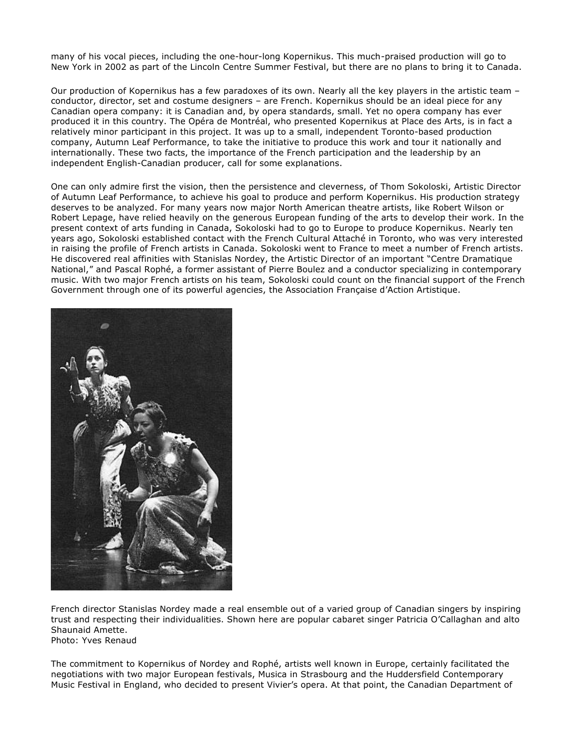many of his vocal pieces, including the one-hour-long Kopernikus. This much-praised production will go to New York in 2002 as part of the Lincoln Centre Summer Festival, but there are no plans to bring it to Canada.

Our production of Kopernikus has a few paradoxes of its own. Nearly all the key players in the artistic team – conductor, director, set and costume designers – are French. Kopernikus should be an ideal piece for any Canadian opera company: it is Canadian and, by opera standards, small. Yet no opera company has ever produced it in this country. The Opéra de Montréal, who presented Kopernikus at Place des Arts, is in fact a relatively minor participant in this project. It was up to a small, independent Toronto-based production company, Autumn Leaf Performance, to take the initiative to produce this work and tour it nationally and internationally. These two facts, the importance of the French participation and the leadership by an independent English-Canadian producer, call for some explanations.

One can only admire first the vision, then the persistence and cleverness, of Thom Sokoloski, Artistic Director of Autumn Leaf Performance, to achieve his goal to produce and perform Kopernikus. His production strategy deserves to be analyzed. For many years now major North American theatre artists, like Robert Wilson or Robert Lepage, have relied heavily on the generous European funding of the arts to develop their work. In the present context of arts funding in Canada, Sokoloski had to go to Europe to produce Kopernikus. Nearly ten years ago, Sokoloski established contact with the French Cultural Attaché in Toronto, who was very interested in raising the profile of French artists in Canada. Sokoloski went to France to meet a number of French artists. He discovered real affinities with Stanislas Nordey, the Artistic Director of an important "Centre Dramatique National," and Pascal Rophé, a former assistant of Pierre Boulez and a conductor specializing in contemporary music. With two major French artists on his team, Sokoloski could count on the financial support of the French Government through one of its powerful agencies, the Association Française d'Action Artistique.

French director Stanislas Nordey made a real ensemble out of a varied group of Canadian singers by inspiring trust and respecting their individualities. Shown here are popular cabaret singer Patricia O'Callaghan and alto Shaunaid Amette.
Photo: Yves Renaud

The commitment to Kopernikus of Nordey and Rophé, artists well known in Europe, certainly facilitated the negotiations with two major European festivals, Musica in Strasbourg and the Huddersfield Contemporary Music Festival in England, who decided to present Vivier's opera. At that point, the Canadian Department of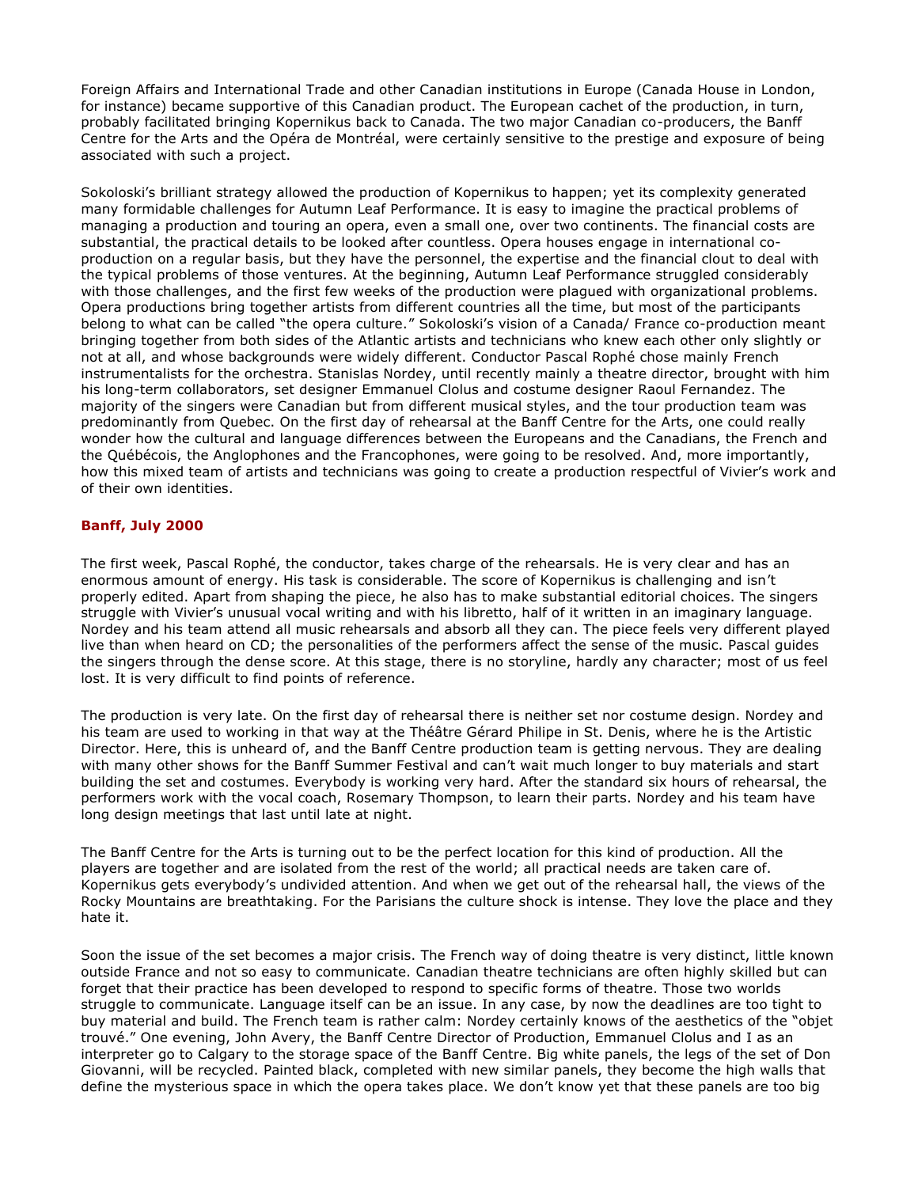Foreign Affairs and International Trade and other Canadian institutions in Europe (Canada House in London, for instance) became supportive of this Canadian product. The European cachet of the production, in turn, probably facilitated bringing Kopernikus back to Canada. The two major Canadian co-producers, the Banff Centre for the Arts and the Opéra de Montréal, were certainly sensitive to the prestige and exposure of being associated with such a project.

Sokoloski's brilliant strategy allowed the production of Kopernikus to happen; yet its complexity generated many formidable challenges for Autumn Leaf Performance. It is easy to imagine the practical problems of managing a production and touring an opera, even a small one, over two continents. The financial costs are substantial, the practical details to be looked after countless. Opera houses engage in international co-production on a regular basis, but they have the personnel, the expertise and the financial clout to deal with the typical problems of those ventures. At the beginning, Autumn Leaf Performance struggled considerably with those challenges, and the first few weeks of the production were plagued with organizational problems. Opera productions bring together artists from different countries all the time, but most of the participants belong to what can be called "the opera culture." Sokoloski's vision of a Canada/ France co-production meant bringing together from both sides of the Atlantic artists and technicians who knew each other only slightly or not at all, and whose backgrounds were widely different. Conductor Pascal Rophé chose mainly French instrumentalists for the orchestra. Stanislas Nordey, until recently mainly a theatre director, brought with him his long-term collaborators, set designer Emmanuel Clolus and costume designer Raoul Fernandez. The majority of the singers were Canadian but from different musical styles, and the tour production team was predominantly from Quebec. On the first day of rehearsal at the Banff Centre for the Arts, one could really wonder how the cultural and language differences between the Europeans and the Canadians, the French and the Québécois, the Anglophones and the Francophones, were going to be resolved. And, more importantly, how this mixed team of artists and technicians was going to create a production respectful of Vivier's work and of their own identities.

### Banff, July 2000

The first week, Pascal Rophé, the conductor, takes charge of the rehearsals. He is very clear and has an enormous amount of energy. His task is considerable. The score of Kopernikus is challenging and isn't properly edited. Apart from shaping the piece, he also has to make substantial editorial choices. The singers struggle with Vivier's unusual vocal writing and with his libretto, half of it written in an imaginary language. Nordey and his team attend all music rehearsals and absorb all they can. The piece feels very different played live than when heard on CD; the personalities of the performers affect the sense of the music. Pascal guides the singers through the dense score. At this stage, there is no storyline, hardly any character; most of us feel lost. It is very difficult to find points of reference.

The production is very late. On the first day of rehearsal there is neither set nor costume design. Nordey and his team are used to working in that way at the Théâtre Gérard Philipe in St. Denis, where he is the Artistic Director. Here, this is unheard of, and the Banff Centre production team is getting nervous. They are dealing with many other shows for the Banff Summer Festival and can't wait much longer to buy materials and start building the set and costumes. Everybody is working very hard. After the standard six hours of rehearsal, the performers work with the vocal coach, Rosemary Thompson, to learn their parts. Nordey and his team have long design meetings that last until late at night.

The Banff Centre for the Arts is turning out to be the perfect location for this kind of production. All the players are together and are isolated from the rest of the world; all practical needs are taken care of. Kopernikus gets everybody's undivided attention. And when we get out of the rehearsal hall, the views of the Rocky Mountains are breathtaking. For the Parisians the culture shock is intense. They love the place and they hate it.

Soon the issue of the set becomes a major crisis. The French way of doing theatre is very distinct, little known outside France and not so easy to communicate. Canadian theatre technicians are often highly skilled but can forget that their practice has been developed to respond to specific forms of theatre. Those two worlds struggle to communicate. Language itself can be an issue. In any case, by now the deadlines are too tight to buy material and build. The French team is rather calm: Nordey certainly knows of the aesthetics of the "objet trouvé." One evening, John Avery, the Banff Centre Director of Production, Emmanuel Clolus and I as an interpreter go to Calgary to the storage space of the Banff Centre. Big white panels, the legs of the set of Don Giovanni, will be recycled. Painted black, completed with new similar panels, they become the high walls that define the mysterious space in which the opera takes place. We don't know yet that these panels are too big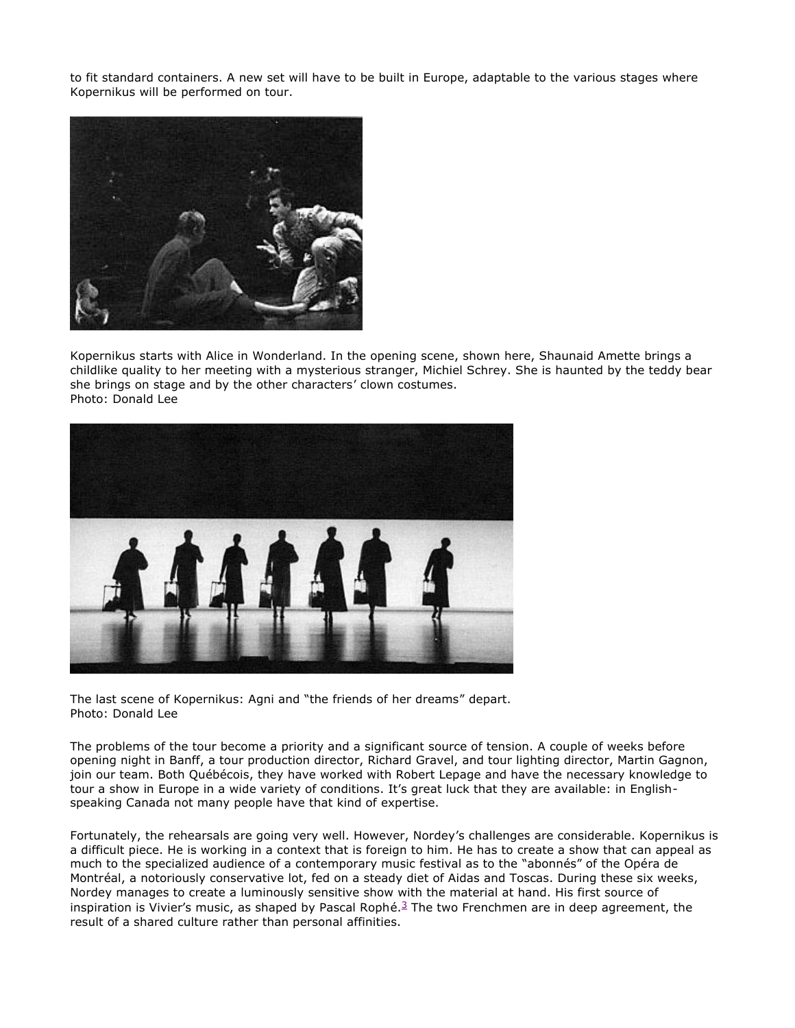to fit standard containers. A new set will have to be built in Europe, adaptable to the various stages where Kopernikus will be performed on tour.

Kopernikus starts with Alice in Wonderland. In the opening scene, shown here, Shaunaid Amette brings a childlike quality to her meeting with a mysterious stranger, Michiel Schrey. She is haunted by the teddy bear she brings on stage and by the other characters' clown costumes.
Photo: Donald Lee

The last scene of Kopernikus: Agni and "the friends of her dreams" depart.
Photo: Donald Lee

The problems of the tour become a priority and a significant source of tension. A couple of weeks before opening night in Banff, a tour production director, Richard Gravel, and tour lighting director, Martin Gagnon, join our team. Both Québécois, they have worked with Robert Lepage and have the necessary knowledge to tour a show in Europe in a wide variety of conditions. It's great luck that they are available: in English-speaking Canada not many people have that kind of expertise.

Fortunately, the rehearsals are going very well. However, Nordey's challenges are considerable. Kopernikus is a difficult piece. He is working in a context that is foreign to him. He has to create a show that can appeal as much to the specialized audience of a contemporary music festival as to the "abonnés" of the Opéra de Montréal, a notoriously conservative lot, fed on a steady diet of Aidas and Toscas. During these six weeks, Nordey manages to create a luminously sensitive show with the material at hand. His first source of inspiration is Vivier's music, as shaped by Pascal Rophé.[3] The two Frenchmen are in deep agreement, the result of a shared culture rather than personal affinities.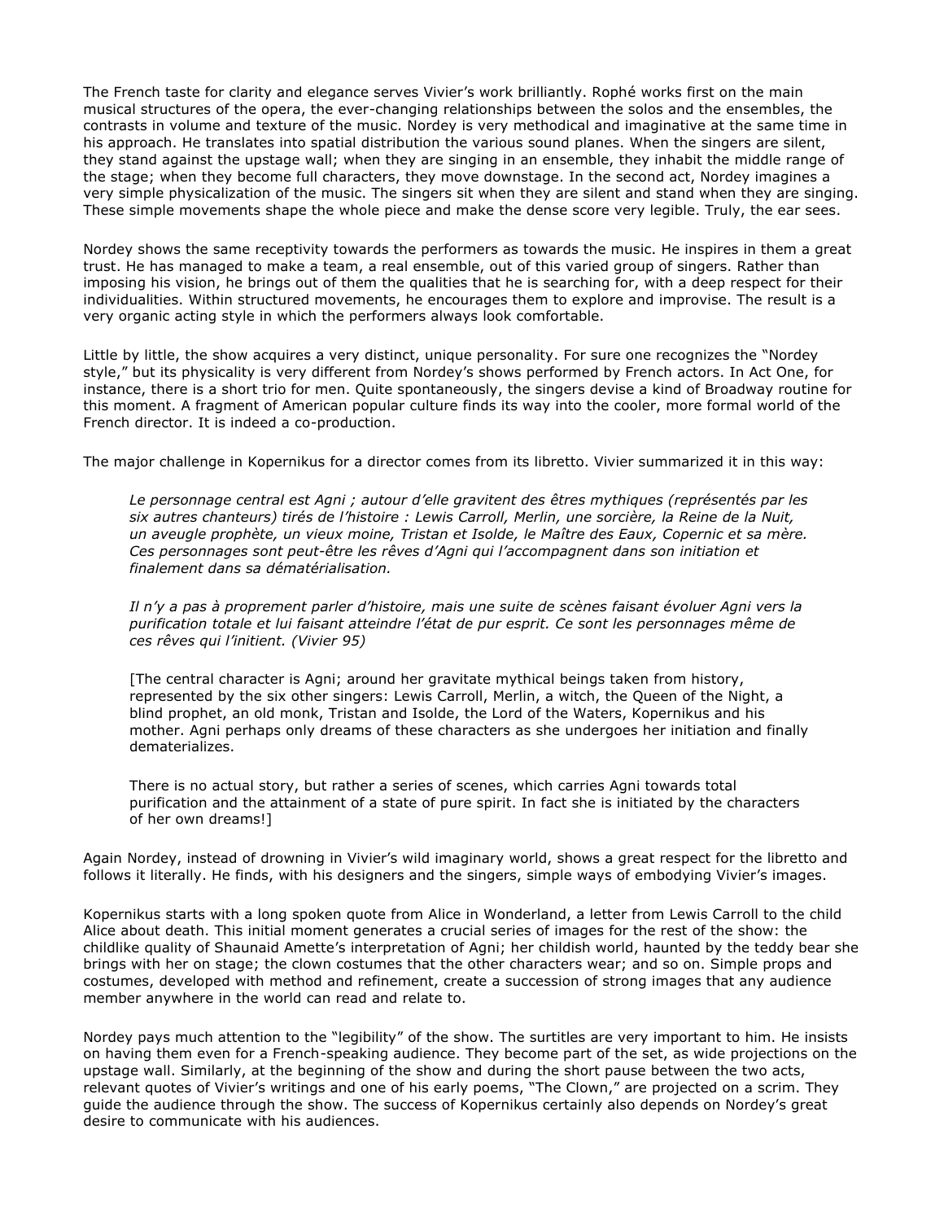The French taste for clarity and elegance serves Vivier's work brilliantly. Rophé works first on the main musical structures of the opera, the ever-changing relationships between the solos and the ensembles, the contrasts in volume and texture of the music. Nordey is very methodical and imaginative at the same time in his approach. He translates into spatial distribution the various sound planes. When the singers are silent, they stand against the upstage wall; when they are singing in an ensemble, they inhabit the middle range of the stage; when they become full characters, they move downstage. In the second act, Nordey imagines a very simple physicalization of the music. The singers sit when they are silent and stand when they are singing. These simple movements shape the whole piece and make the dense score very legible. Truly, the ear sees.

Nordey shows the same receptivity towards the performers as towards the music. He inspires in them a great trust. He has managed to make a team, a real ensemble, out of this varied group of singers. Rather than imposing his vision, he brings out of them the qualities that he is searching for, with a deep respect for their individualities. Within structured movements, he encourages them to explore and improvise. The result is a very organic acting style in which the performers always look comfortable.

Little by little, the show acquires a very distinct, unique personality. For sure one recognizes the "Nordey style," but its physicality is very different from Nordey's shows performed by French actors. In Act One, for instance, there is a short trio for men. Quite spontaneously, the singers devise a kind of Broadway routine for this moment. A fragment of American popular culture finds its way into the cooler, more formal world of the French director. It is indeed a co-production.

The major challenge in Kopernikus for a director comes from its libretto. Vivier summarized it in this way:

> *Le personnage central est Agni ; autour d'elle gravitent des êtres mythiques (représentés par les six autres chanteurs) tirés de l'histoire : Lewis Carroll, Merlin, une sorcière, la Reine de la Nuit, un aveugle prophète, un vieux moine, Tristan et Isolde, le Maître des Eaux, Copernic et sa mère. Ces personnages sont peut-être les rêves d'Agni qui l'accompagnent dans son initiation et finalement dans sa dématérialisation.*
>
> *Il n'y a pas à proprement parler d'histoire, mais une suite de scènes faisant évoluer Agni vers la purification totale et lui faisant atteindre l'état de pur esprit. Ce sont les personnages même de ces rêves qui l'initient. (Vivier 95)*
>
> [The central character is Agni; around her gravitate mythical beings taken from history, represented by the six other singers: Lewis Carroll, Merlin, a witch, the Queen of the Night, a blind prophet, an old monk, Tristan and Isolde, the Lord of the Waters, Kopernikus and his mother. Agni perhaps only dreams of these characters as she undergoes her initiation and finally dematerializes.
>
> There is no actual story, but rather a series of scenes, which carries Agni towards total purification and the attainment of a state of pure spirit. In fact she is initiated by the characters of her own dreams!]

Again Nordey, instead of drowning in Vivier's wild imaginary world, shows a great respect for the libretto and follows it literally. He finds, with his designers and the singers, simple ways of embodying Vivier's images.

Kopernikus starts with a long spoken quote from Alice in Wonderland, a letter from Lewis Carroll to the child Alice about death. This initial moment generates a crucial series of images for the rest of the show: the childlike quality of Shaunaid Amette's interpretation of Agni; her childish world, haunted by the teddy bear she brings with her on stage; the clown costumes that the other characters wear; and so on. Simple props and costumes, developed with method and refinement, create a succession of strong images that any audience member anywhere in the world can read and relate to.

Nordey pays much attention to the "legibility" of the show. The surtitles are very important to him. He insists on having them even for a French-speaking audience. They become part of the set, as wide projections on the upstage wall. Similarly, at the beginning of the show and during the short pause between the two acts, relevant quotes of Vivier's writings and one of his early poems, "The Clown," are projected on a scrim. They guide the audience through the show. The success of Kopernikus certainly also depends on Nordey's great desire to communicate with his audiences.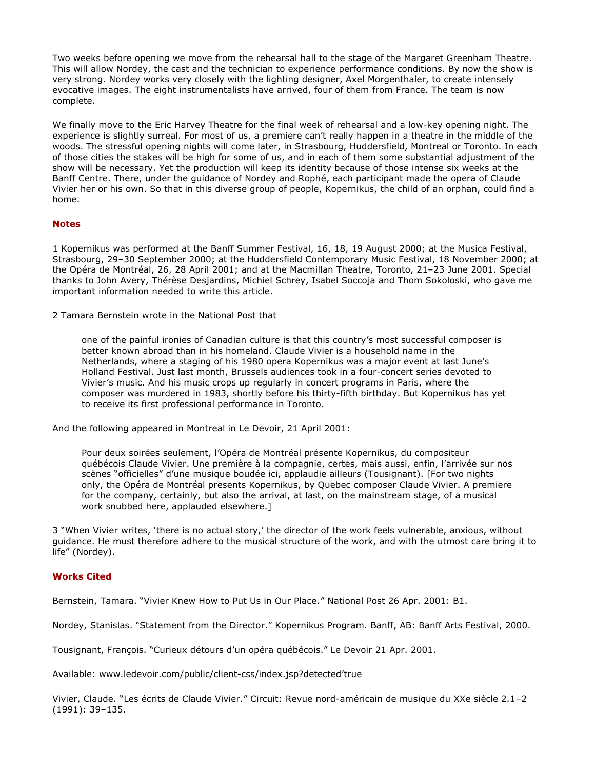Two weeks before opening we move from the rehearsal hall to the stage of the Margaret Greenham Theatre. This will allow Nordey, the cast and the technician to experience performance conditions. By now the show is very strong. Nordey works very closely with the lighting designer, Axel Morgenthaler, to create intensely evocative images. The eight instrumentalists have arrived, four of them from France. The team is now complete.

We finally move to the Eric Harvey Theatre for the final week of rehearsal and a low-key opening night. The experience is slightly surreal. For most of us, a premiere can't really happen in a theatre in the middle of the woods. The stressful opening nights will come later, in Strasbourg, Huddersfield, Montreal or Toronto. In each of those cities the stakes will be high for some of us, and in each of them some substantial adjustment of the show will be necessary. Yet the production will keep its identity because of those intense six weeks at the Banff Centre. There, under the guidance of Nordey and Rophé, each participant made the opera of Claude Vivier her or his own. So that in this diverse group of people, Kopernikus, the child of an orphan, could find a home.

### Notes

1 Kopernikus was performed at the Banff Summer Festival, 16, 18, 19 August 2000; at the Musica Festival, Strasbourg, 29–30 September 2000; at the Huddersfield Contemporary Music Festival, 18 November 2000; at the Opéra de Montréal, 26, 28 April 2001; and at the Macmillan Theatre, Toronto, 21–23 June 2001. Special thanks to John Avery, Thérèse Desjardins, Michiel Schrey, Isabel Soccoja and Thom Sokoloski, who gave me important information needed to write this article.

2 Tamara Bernstein wrote in the National Post that

> one of the painful ironies of Canadian culture is that this country's most successful composer is better known abroad than in his homeland. Claude Vivier is a household name in the Netherlands, where a staging of his 1980 opera Kopernikus was a major event at last June's Holland Festival. Just last month, Brussels audiences took in a four-concert series devoted to Vivier's music. And his music crops up regularly in concert programs in Paris, where the composer was murdered in 1983, shortly before his thirty-fifth birthday. But Kopernikus has yet to receive its first professional performance in Toronto.

And the following appeared in Montreal in Le Devoir, 21 April 2001:

> Pour deux soirées seulement, l'Opéra de Montréal présente Kopernikus, du compositeur québécois Claude Vivier. Une première à la compagnie, certes, mais aussi, enfin, l'arrivée sur nos scènes "officielles" d'une musique boudée ici, applaudie ailleurs (Tousignant). [For two nights only, the Opéra de Montréal presents Kopernikus, by Quebec composer Claude Vivier. A premiere for the company, certainly, but also the arrival, at last, on the mainstream stage, of a musical work snubbed here, applauded elsewhere.]

3 "When Vivier writes, 'there is no actual story,' the director of the work feels vulnerable, anxious, without guidance. He must therefore adhere to the musical structure of the work, and with the utmost care bring it to life" (Nordey).

### Works Cited

Bernstein, Tamara. "Vivier Knew How to Put Us in Our Place." National Post 26 Apr. 2001: B1.

Nordey, Stanislas. "Statement from the Director." Kopernikus Program. Banff, AB: Banff Arts Festival, 2000.

Tousignant, François. "Curieux détours d'un opéra québécois." Le Devoir 21 Apr. 2001.

Available: www.ledevoir.com/public/client-css/index.jsp?detected'true

Vivier, Claude. "Les écrits de Claude Vivier." Circuit: Revue nord-américain de musique du XXe siècle 2.1–2 (1991): 39–135.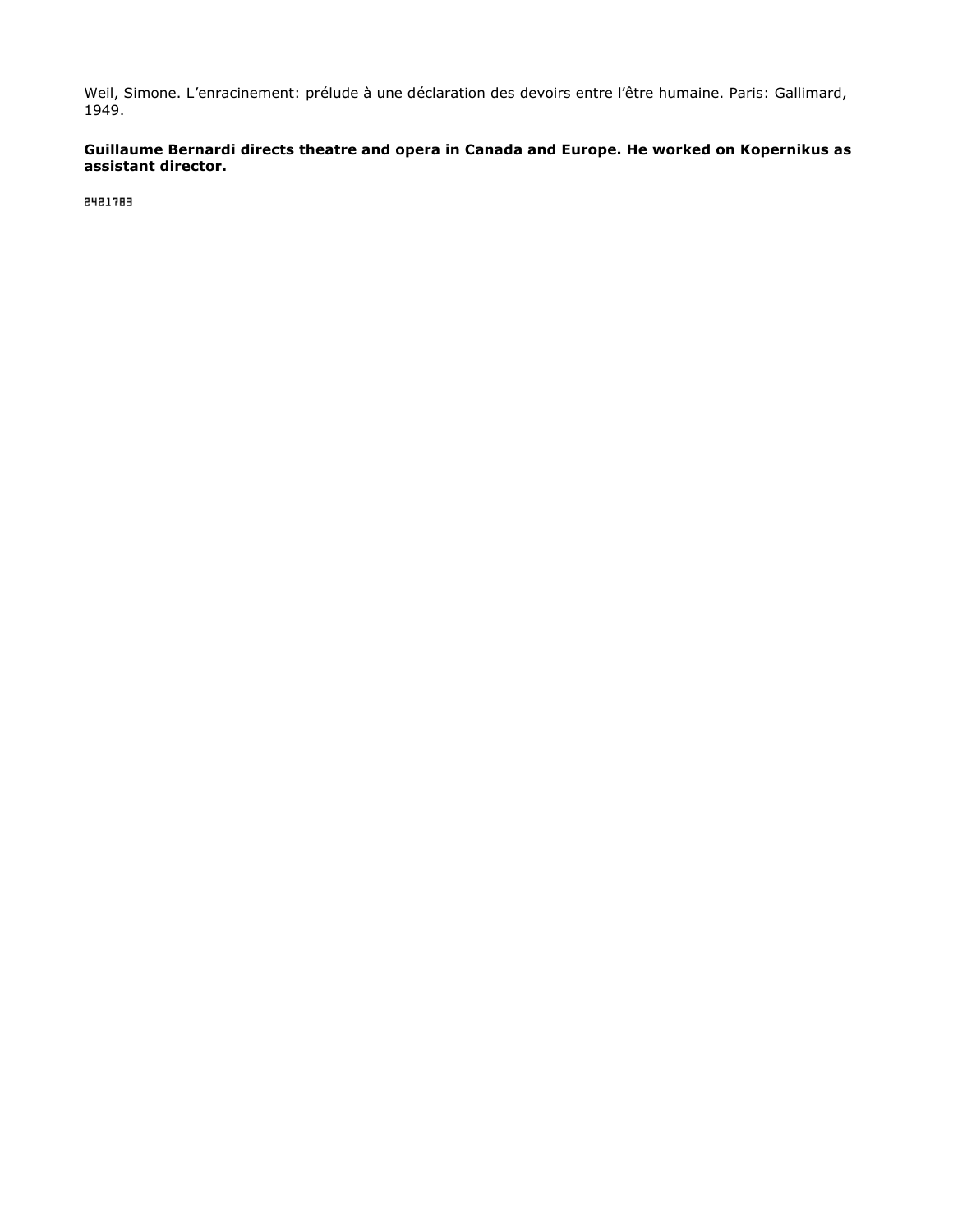Weil, Simone. L'enracinement: prélude à une déclaration des devoirs entre l'être humaine. Paris: Gallimard, 1949.

**Guillaume Bernardi directs theatre and opera in Canada and Europe. He worked on Kopernikus as assistant director.**

2421783